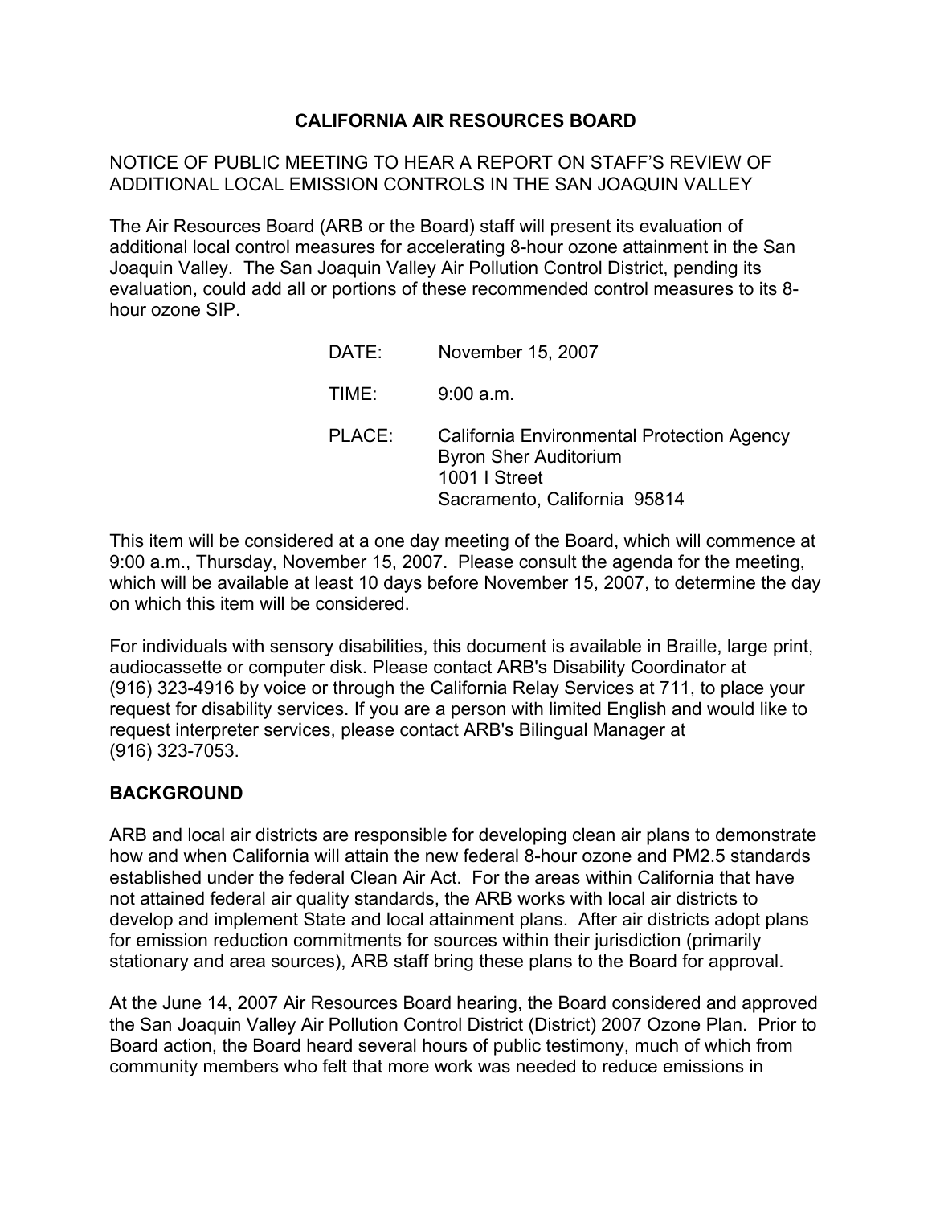# CALIFORNIA AIR RESOURCES BOARD

NOTICE OF PUBLIC MEETING TO HEAR A REPORT ON STAFF'S REVIEW OF ADDITIONAL LOCAL EMISSION CONTROLS IN THE SAN JOAQUIN VALLEY

The Air Resources Board (ARB or the Board) staff will present its evaluation of additional local control measures for accelerating 8-hour ozone attainment in the San Joaquin Valley. The San Joaquin Valley Air Pollution Control District, pending its evaluation, could add all or portions of these recommended control measures to its 8-hour ozone SIP.

| | |
|---|---|
| DATE: | November 15, 2007 |
| TIME: | 9:00 a.m. |
| PLACE: | California Environmental Protection Agency<br>Byron Sher Auditorium<br>1001 I Street<br>Sacramento, California 95814 |

This item will be considered at a one day meeting of the Board, which will commence at 9:00 a.m., Thursday, November 15, 2007. Please consult the agenda for the meeting, which will be available at least 10 days before November 15, 2007, to determine the day on which this item will be considered.

For individuals with sensory disabilities, this document is available in Braille, large print, audiocassette or computer disk. Please contact ARB's Disability Coordinator at (916) 323-4916 by voice or through the California Relay Services at 711, to place your request for disability services. If you are a person with limited English and would like to request interpreter services, please contact ARB's Bilingual Manager at (916) 323-7053.

## BACKGROUND

ARB and local air districts are responsible for developing clean air plans to demonstrate how and when California will attain the new federal 8-hour ozone and PM2.5 standards established under the federal Clean Air Act. For the areas within California that have not attained federal air quality standards, the ARB works with local air districts to develop and implement State and local attainment plans. After air districts adopt plans for emission reduction commitments for sources within their jurisdiction (primarily stationary and area sources), ARB staff bring these plans to the Board for approval.

At the June 14, 2007 Air Resources Board hearing, the Board considered and approved the San Joaquin Valley Air Pollution Control District (District) 2007 Ozone Plan. Prior to Board action, the Board heard several hours of public testimony, much of which from community members who felt that more work was needed to reduce emissions in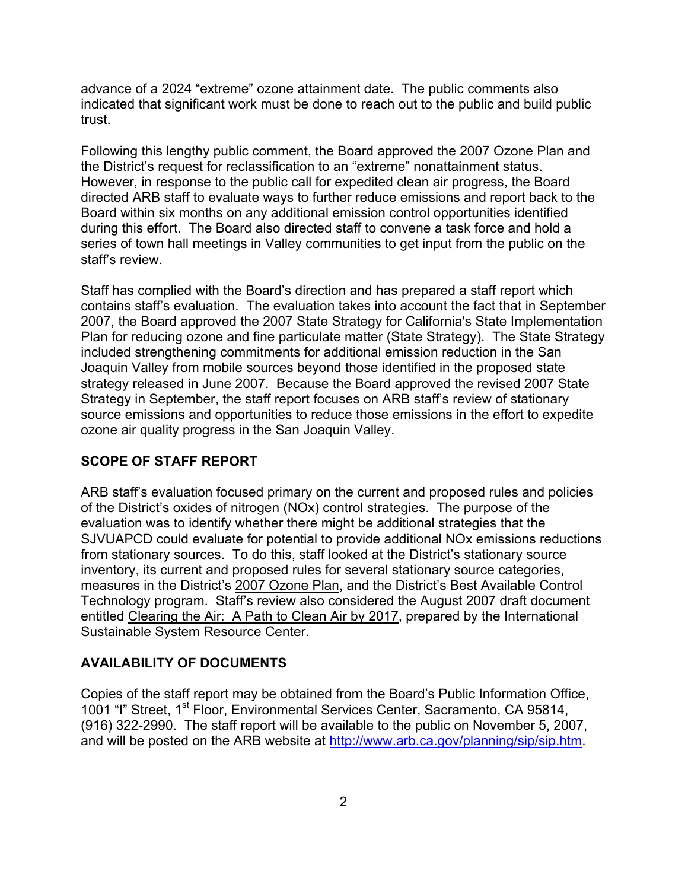advance of a 2024 "extreme" ozone attainment date. The public comments also indicated that significant work must be done to reach out to the public and build public trust.

Following this lengthy public comment, the Board approved the 2007 Ozone Plan and the District's request for reclassification to an "extreme" nonattainment status. However, in response to the public call for expedited clean air progress, the Board directed ARB staff to evaluate ways to further reduce emissions and report back to the Board within six months on any additional emission control opportunities identified during this effort. The Board also directed staff to convene a task force and hold a series of town hall meetings in Valley communities to get input from the public on the staff's review.

Staff has complied with the Board's direction and has prepared a staff report which contains staff's evaluation. The evaluation takes into account the fact that in September 2007, the Board approved the 2007 State Strategy for California's State Implementation Plan for reducing ozone and fine particulate matter (State Strategy). The State Strategy included strengthening commitments for additional emission reduction in the San Joaquin Valley from mobile sources beyond those identified in the proposed state strategy released in June 2007. Because the Board approved the revised 2007 State Strategy in September, the staff report focuses on ARB staff's review of stationary source emissions and opportunities to reduce those emissions in the effort to expedite ozone air quality progress in the San Joaquin Valley.

## SCOPE OF STAFF REPORT

ARB staff's evaluation focused primary on the current and proposed rules and policies of the District's oxides of nitrogen (NOx) control strategies. The purpose of the evaluation was to identify whether there might be additional strategies that the SJVUAPCD could evaluate for potential to provide additional NOx emissions reductions from stationary sources. To do this, staff looked at the District's stationary source inventory, its current and proposed rules for several stationary source categories, measures in the District's 2007 Ozone Plan, and the District's Best Available Control Technology program. Staff's review also considered the August 2007 draft document entitled Clearing the Air: A Path to Clean Air by 2017, prepared by the International Sustainable System Resource Center.

## AVAILABILITY OF DOCUMENTS

Copies of the staff report may be obtained from the Board's Public Information Office, 1001 "I" Street, 1st Floor, Environmental Services Center, Sacramento, CA 95814, (916) 322-2990. The staff report will be available to the public on November 5, 2007, and will be posted on the ARB website at http://www.arb.ca.gov/planning/sip/sip.htm.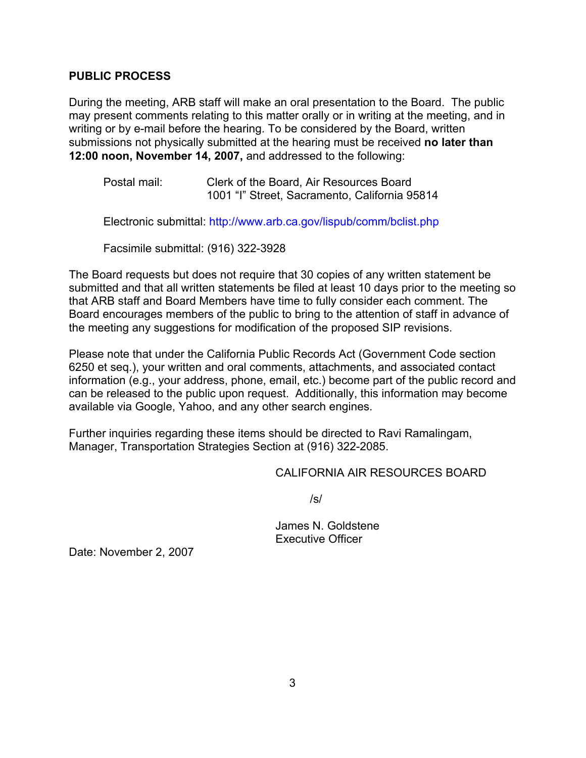**PUBLIC PROCESS**

During the meeting, ARB staff will make an oral presentation to the Board. The public may present comments relating to this matter orally or in writing at the meeting, and in writing or by e-mail before the hearing. To be considered by the Board, written submissions not physically submitted at the hearing must be received **no later than 12:00 noon, November 14, 2007,** and addressed to the following:

Postal mail: Clerk of the Board, Air Resources Board
1001 "I" Street, Sacramento, California 95814

Electronic submittal: http://www.arb.ca.gov/lispub/comm/bclist.php

Facsimile submittal: (916) 322-3928

The Board requests but does not require that 30 copies of any written statement be submitted and that all written statements be filed at least 10 days prior to the meeting so that ARB staff and Board Members have time to fully consider each comment. The Board encourages members of the public to bring to the attention of staff in advance of the meeting any suggestions for modification of the proposed SIP revisions.

Please note that under the California Public Records Act (Government Code section 6250 et seq.), your written and oral comments, attachments, and associated contact information (e.g., your address, phone, email, etc.) become part of the public record and can be released to the public upon request. Additionally, this information may become available via Google, Yahoo, and any other search engines.

Further inquiries regarding these items should be directed to Ravi Ramalingam, Manager, Transportation Strategies Section at (916) 322-2085.

CALIFORNIA AIR RESOURCES BOARD

/s/

James N. Goldstene
Executive Officer

Date: November 2, 2007